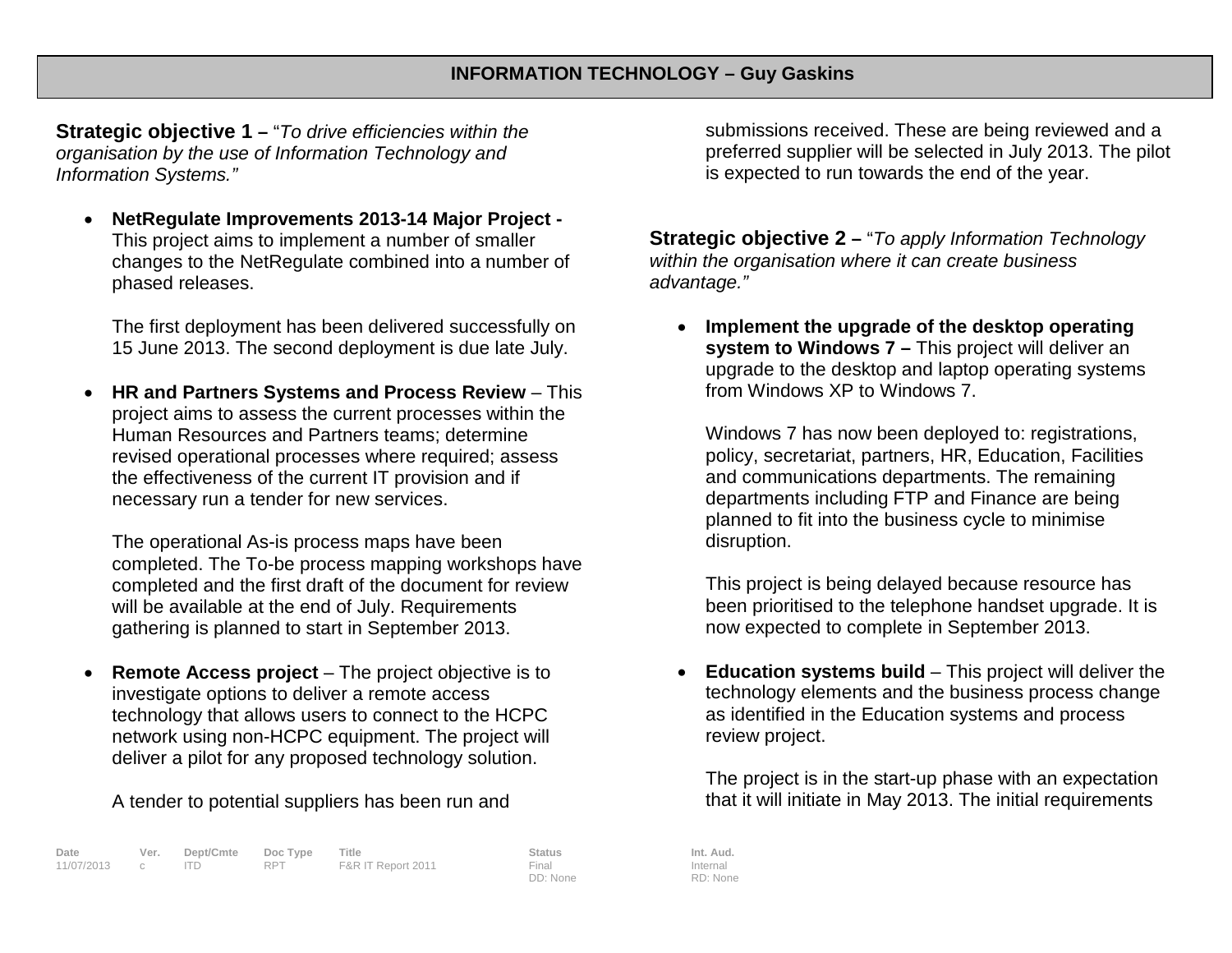## INFORMATION TECHNOLOGY – Guy Gaskins

**Strategic objective 1 –** "*To drive efficiencies within the organisation by the use of Information Technology and Information Systems.*"

- **NetRegulate Improvements 2013-14 Major Project -** This project aims to implement a number of smaller changes to the NetRegulate combined into a number of phased releases.

  The first deployment has been delivered successfully on 15 June 2013. The second deployment is due late July.

- **HR and Partners Systems and Process Review** – This project aims to assess the current processes within the Human Resources and Partners teams; determine revised operational processes where required; assess the effectiveness of the current IT provision and if necessary run a tender for new services.

  The operational As-is process maps have been completed. The To-be process mapping workshops have completed and the first draft of the document for review will be available at the end of July. Requirements gathering is planned to start in September 2013.

- **Remote Access project** – The project objective is to investigate options to deliver a remote access technology that allows users to connect to the HCPC network using non-HCPC equipment. The project will deliver a pilot for any proposed technology solution.

  A tender to potential suppliers has been run and submissions received. These are being reviewed and a preferred supplier will be selected in July 2013. The pilot is expected to run towards the end of the year.

**Strategic objective 2 –** "*To apply Information Technology within the organisation where it can create business advantage.*"

- **Implement the upgrade of the desktop operating system to Windows 7 –** This project will deliver an upgrade to the desktop and laptop operating systems from Windows XP to Windows 7.

  Windows 7 has now been deployed to: registrations, policy, secretariat, partners, HR, Education, Facilities and communications departments. The remaining departments including FTP and Finance are being planned to fit into the business cycle to minimise disruption.

  This project is being delayed because resource has been prioritised to the telephone handset upgrade. It is now expected to complete in September 2013.

- **Education systems build** – This project will deliver the technology elements and the business process change as identified in the Education systems and process review project.

  The project is in the start-up phase with an expectation that it will initiate in May 2013. The initial requirements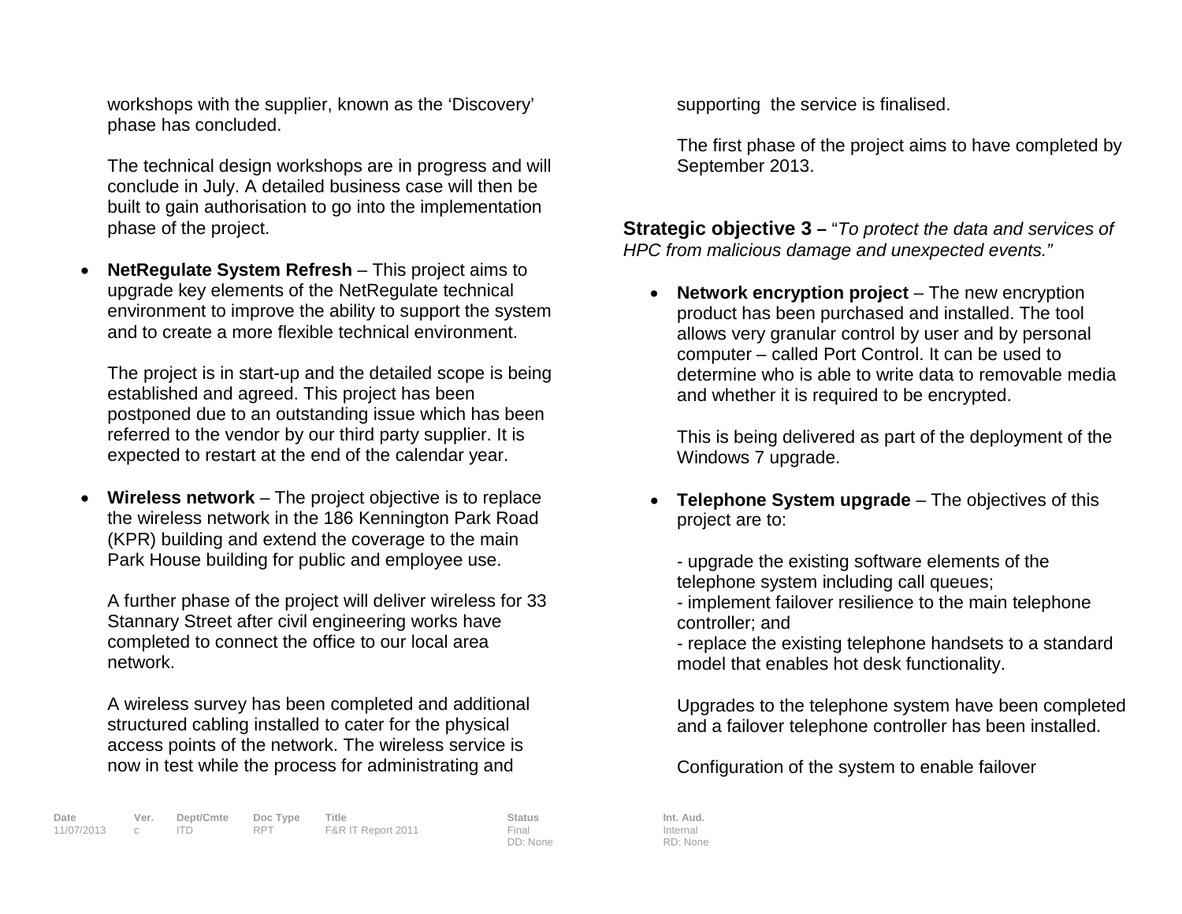workshops with the supplier, known as the 'Discovery' phase has concluded.

The technical design workshops are in progress and will conclude in July. A detailed business case will then be built to gain authorisation to go into the implementation phase of the project.

- **NetRegulate System Refresh** – This project aims to upgrade key elements of the NetRegulate technical environment to improve the ability to support the system and to create a more flexible technical environment.

  The project is in start-up and the detailed scope is being established and agreed. This project has been postponed due to an outstanding issue which has been referred to the vendor by our third party supplier. It is expected to restart at the end of the calendar year.

- **Wireless network** – The project objective is to replace the wireless network in the 186 Kennington Park Road (KPR) building and extend the coverage to the main Park House building for public and employee use.

  A further phase of the project will deliver wireless for 33 Stannary Street after civil engineering works have completed to connect the office to our local area network.

  A wireless survey has been completed and additional structured cabling installed to cater for the physical access points of the network. The wireless service is now in test while the process for administrating and supporting the service is finalised.

  The first phase of the project aims to have completed by September 2013.

**Strategic objective 3 –** "*To protect the data and services of HPC from malicious damage and unexpected events.*"

- **Network encryption project** – The new encryption product has been purchased and installed. The tool allows very granular control by user and by personal computer – called Port Control. It can be used to determine who is able to write data to removable media and whether it is required to be encrypted.

  This is being delivered as part of the deployment of the Windows 7 upgrade.

- **Telephone System upgrade** – The objectives of this project are to:

  - upgrade the existing software elements of the telephone system including call queues;
  - implement failover resilience to the main telephone controller; and
  - replace the existing telephone handsets to a standard model that enables hot desk functionality.

  Upgrades to the telephone system have been completed and a failover telephone controller has been installed.

  Configuration of the system to enable failover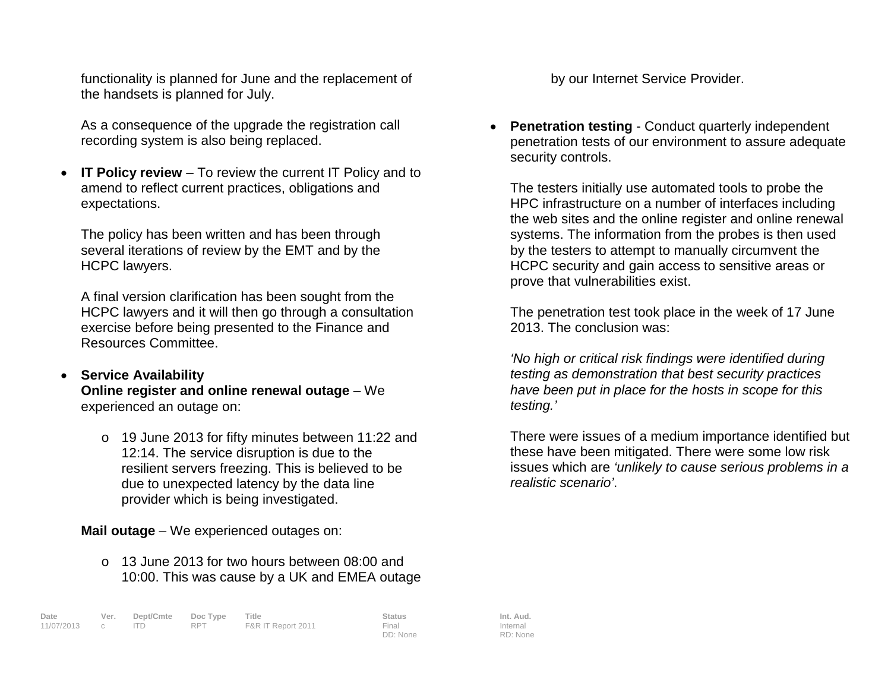functionality is planned for June and the replacement of the handsets is planned for July.

As a consequence of the upgrade the registration call recording system is also being replaced.

- **IT Policy review** – To review the current IT Policy and to amend to reflect current practices, obligations and expectations.

  The policy has been written and has been through several iterations of review by the EMT and by the HCPC lawyers.

  A final version clarification has been sought from the HCPC lawyers and it will then go through a consultation exercise before being presented to the Finance and Resources Committee.

- **Service Availability**
  **Online register and online renewal outage** – We experienced an outage on:

  - 19 June 2013 for fifty minutes between 11:22 and 12:14. The service disruption is due to the resilient servers freezing. This is believed to be due to unexpected latency by the data line provider which is being investigated.

  **Mail outage** – We experienced outages on:

  - 13 June 2013 for two hours between 08:00 and 10:00. This was cause by a UK and EMEA outage by our Internet Service Provider.

- **Penetration testing** - Conduct quarterly independent penetration tests of our environment to assure adequate security controls.

  The testers initially use automated tools to probe the HPC infrastructure on a number of interfaces including the web sites and the online register and online renewal systems. The information from the probes is then used by the testers to attempt to manually circumvent the HCPC security and gain access to sensitive areas or prove that vulnerabilities exist.

  The penetration test took place in the week of 17 June 2013. The conclusion was:

  *'No high or critical risk findings were identified during testing as demonstration that best security practices have been put in place for the hosts in scope for this testing.'*

  There were issues of a medium importance identified but these have been mitigated. There were some low risk issues which are *'unlikely to cause serious problems in a realistic scenario'*.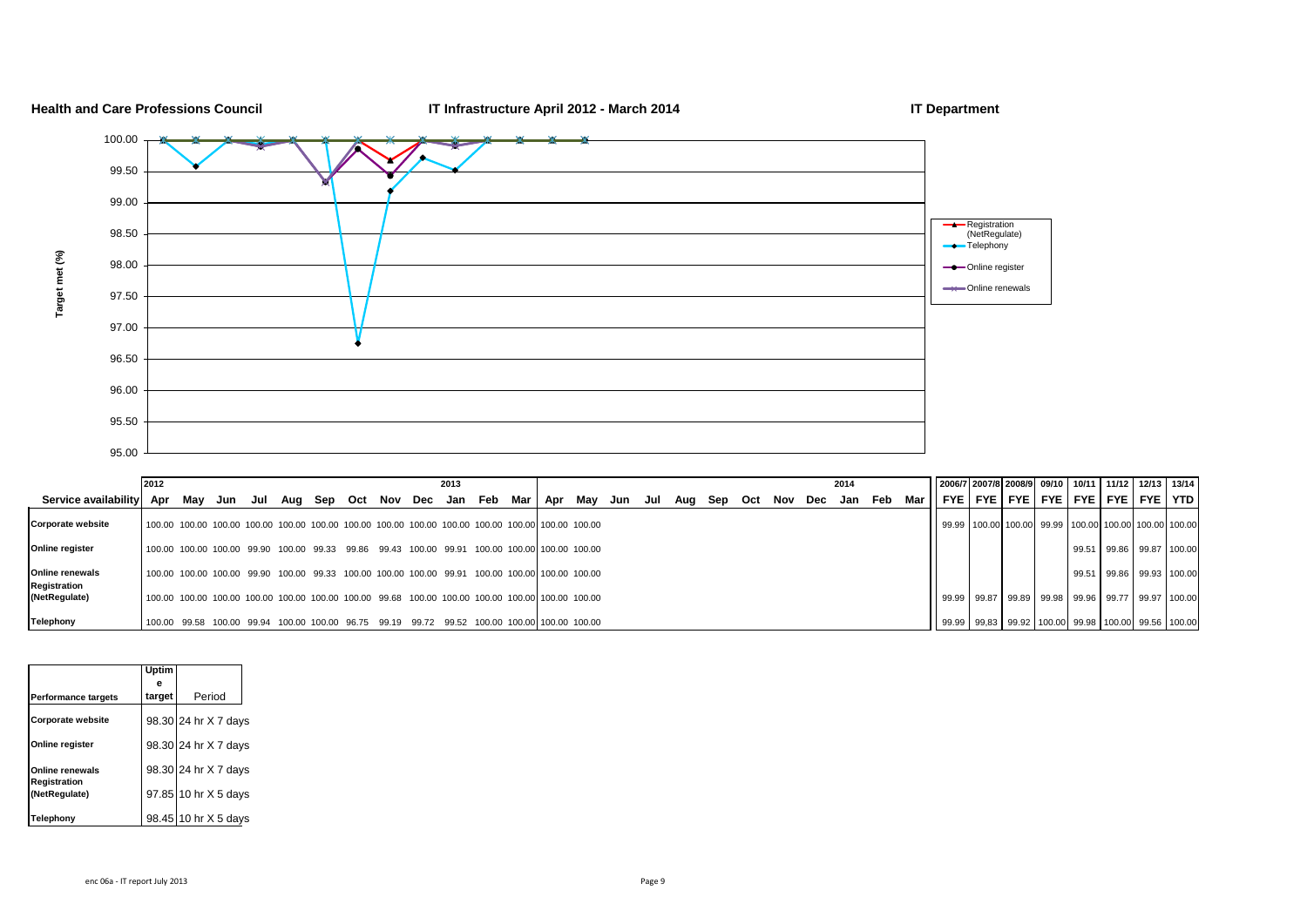**Health and Care Professions Council** **IT Infrastructure April 2012 - March 2014** **IT Department**

Target met (%)

100.00
99.50
99.00
98.50
98.00
97.50
97.00
96.50
96.00
95.50
95.00

Registration (NetRegulate)
Telephony
Online register
Online renewals

| | 2012 | | | | | | | | | 2013 | | | | | | | | | | | | | 2014 | | | | 2006/7 | 2007/8 | 2008/9 | 09/10 | 10/11 | 11/12 | 12/13 | 13/14 |
|---|---|---|---|---|---|---|---|---|---|---|---|---|---|---|---|---|---|---|---|---|---|---|---|---|---|---|---|---|---|---|---|---|---|---|
| **Service availability** | **Apr** | **May** | **Jun** | **Jul** | **Aug** | **Sep** | **Oct** | **Nov** | **Dec** | **Jan** | **Feb** | **Mar** | **Apr** | **May** | **Jun** | **Jul** | **Aug** | **Sep** | **Oct** | **Nov** | **Dec** | **Jan** | **Feb** | **Mar** | | **FYE** | **FYE** | **FYE** | **FYE** | **FYE** | **FYE** | **FYE** | **YTD** |
| **Corporate website** | 100.00 | 100.00 | 100.00 | 100.00 | 100.00 | 100.00 | 100.00 | 100.00 | 100.00 | 100.00 | 100.00 | 100.00 | 100.00 | 100.00 | | | | | | | | | | | | 99.99 | 100.00 | 100.00 | 99.99 | 100.00 | 100.00 | 100.00 | 100.00 |
| **Online register** | 100.00 | 100.00 | 100.00 | 99.90 | 100.00 | 99.33 | 99.86 | 99.43 | 100.00 | 99.91 | 100.00 | 100.00 | 100.00 | 100.00 | | | | | | | | | | | | | | | | 99.51 | 99.86 | 99.87 | 100.00 |
| **Online renewals** | 100.00 | 100.00 | 100.00 | 99.90 | 100.00 | 99.33 | 100.00 | 100.00 | 100.00 | 99.91 | 100.00 | 100.00 | 100.00 | 100.00 | | | | | | | | | | | | | | | | 99.51 | 99.86 | 99.93 | 100.00 |
| **Registration (NetRegulate)** | 100.00 | 100.00 | 100.00 | 100.00 | 100.00 | 100.00 | 100.00 | 99.68 | 100.00 | 100.00 | 100.00 | 100.00 | 100.00 | 100.00 | | | | | | | | | | | | 99.99 | 99.87 | 99.89 | 99.98 | 99.96 | 99.77 | 99.97 | 100.00 |
| **Telephony** | 100.00 | 99.58 | 100.00 | 99.94 | 100.00 | 100.00 | 96.75 | 99.19 | 99.72 | 99.52 | 100.00 | 100.00 | 100.00 | 100.00 | | | | | | | | | | | | 99.99 | 99,83 | 99.92 | 100.00 | 99.98 | 100.00 | 99.56 | 100.00 |

| Performance targets | Uptime target | Period |
|---|---|---|
| **Corporate website** | 98.30 | 24 hr X 7 days |
| **Online register** | 98.30 | 24 hr X 7 days |
| **Online renewals** | 98.30 | 24 hr X 7 days |
| **Registration (NetRegulate)** | 97.85 | 10 hr X 5 days |
| **Telephony** | 98.45 | 10 hr X 5 days |